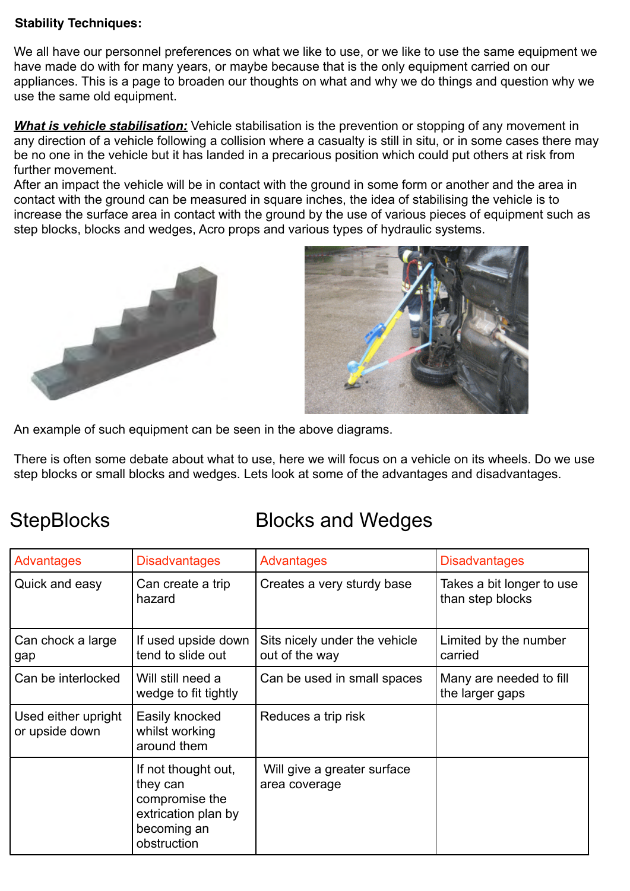**Stability Techniques:**

We all have our personnel preferences on what we like to use, or we like to use the same equipment we have made do with for many years, or maybe because that is the only equipment carried on our appliances. This is a page to broaden our thoughts on what and why we do things and question why we use the same old equipment.

***What is vehicle stabilisation:*** Vehicle stabilisation is the prevention or stopping of any movement in any direction of a vehicle following a collision where a casualty is still in situ, or in some cases there may be no one in the vehicle but it has landed in a precarious position which could put others at risk from further movement.
After an impact the vehicle will be in contact with the ground in some form or another and the area in contact with the ground can be measured in square inches, the idea of stabilising the vehicle is to increase the surface area in contact with the ground by the use of various pieces of equipment such as step blocks, blocks and wedges, Acro props and various types of hydraulic systems.

An example of such equipment can be seen in the above diagrams.

There is often some debate about what to use, here we will focus on a vehicle on its wheels. Do we use step blocks or small blocks and wedges. Lets look at some of the advantages and disadvantages.

| StepBlocks | | Blocks and Wedges | |
|---|---|---|---|
| Advantages | Disadvantages | Advantages | Disadvantages |
| Quick and easy | Can create a trip hazard | Creates a very sturdy base | Takes a bit longer to use than step blocks |
| Can chock a large gap | If used upside down tend to slide out | Sits nicely under the vehicle out of the way | Limited by the number carried |
| Can be interlocked | Will still need a wedge to fit tightly | Can be used in small spaces | Many are needed to fill the larger gaps |
| Used either upright or upside down | Easily knocked whilst working around them | Reduces a trip risk | |
| | If not thought out, they can compromise the extrication plan by becoming an obstruction | Will give a greater surface area coverage | |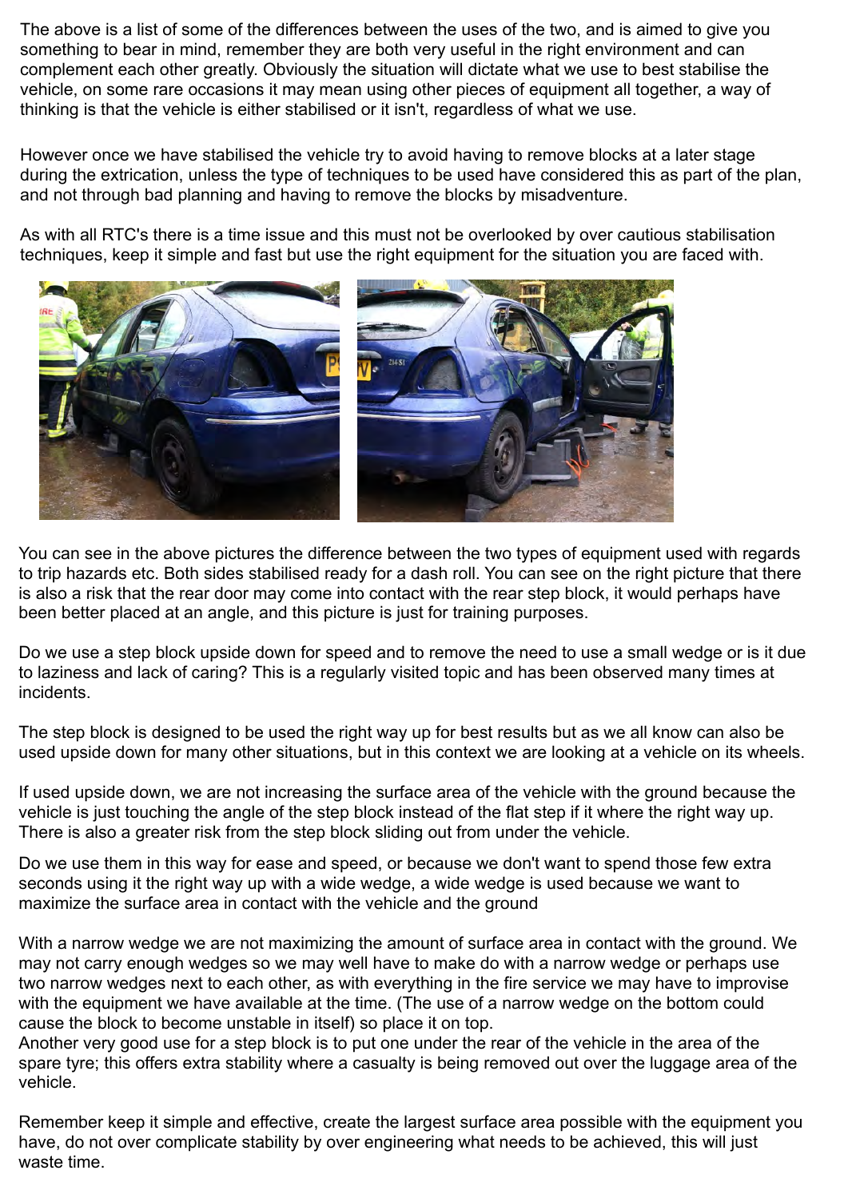The above is a list of some of the differences between the uses of the two, and is aimed to give you something to bear in mind, remember they are both very useful in the right environment and can complement each other greatly. Obviously the situation will dictate what we use to best stabilise the vehicle, on some rare occasions it may mean using other pieces of equipment all together, a way of thinking is that the vehicle is either stabilised or it isn't, regardless of what we use.

However once we have stabilised the vehicle try to avoid having to remove blocks at a later stage during the extrication, unless the type of techniques to be used have considered this as part of the plan, and not through bad planning and having to remove the blocks by misadventure.

As with all RTC's there is a time issue and this must not be overlooked by over cautious stabilisation techniques, keep it simple and fast but use the right equipment for the situation you are faced with.

You can see in the above pictures the difference between the two types of equipment used with regards to trip hazards etc. Both sides stabilised ready for a dash roll. You can see on the right picture that there is also a risk that the rear door may come into contact with the rear step block, it would perhaps have been better placed at an angle, and this picture is just for training purposes.

Do we use a step block upside down for speed and to remove the need to use a small wedge or is it due to laziness and lack of caring? This is a regularly visited topic and has been observed many times at incidents.

The step block is designed to be used the right way up for best results but as we all know can also be used upside down for many other situations, but in this context we are looking at a vehicle on its wheels.

If used upside down, we are not increasing the surface area of the vehicle with the ground because the vehicle is just touching the angle of the step block instead of the flat step if it where the right way up. There is also a greater risk from the step block sliding out from under the vehicle.

Do we use them in this way for ease and speed, or because we don't want to spend those few extra seconds using it the right way up with a wide wedge, a wide wedge is used because we want to maximize the surface area in contact with the vehicle and the ground

With a narrow wedge we are not maximizing the amount of surface area in contact with the ground. We may not carry enough wedges so we may well have to make do with a narrow wedge or perhaps use two narrow wedges next to each other, as with everything in the fire service we may have to improvise with the equipment we have available at the time. (The use of a narrow wedge on the bottom could cause the block to become unstable in itself) so place it on top.
Another very good use for a step block is to put one under the rear of the vehicle in the area of the spare tyre; this offers extra stability where a casualty is being removed out over the luggage area of the vehicle.

Remember keep it simple and effective, create the largest surface area possible with the equipment you have, do not over complicate stability by over engineering what needs to be achieved, this will just waste time.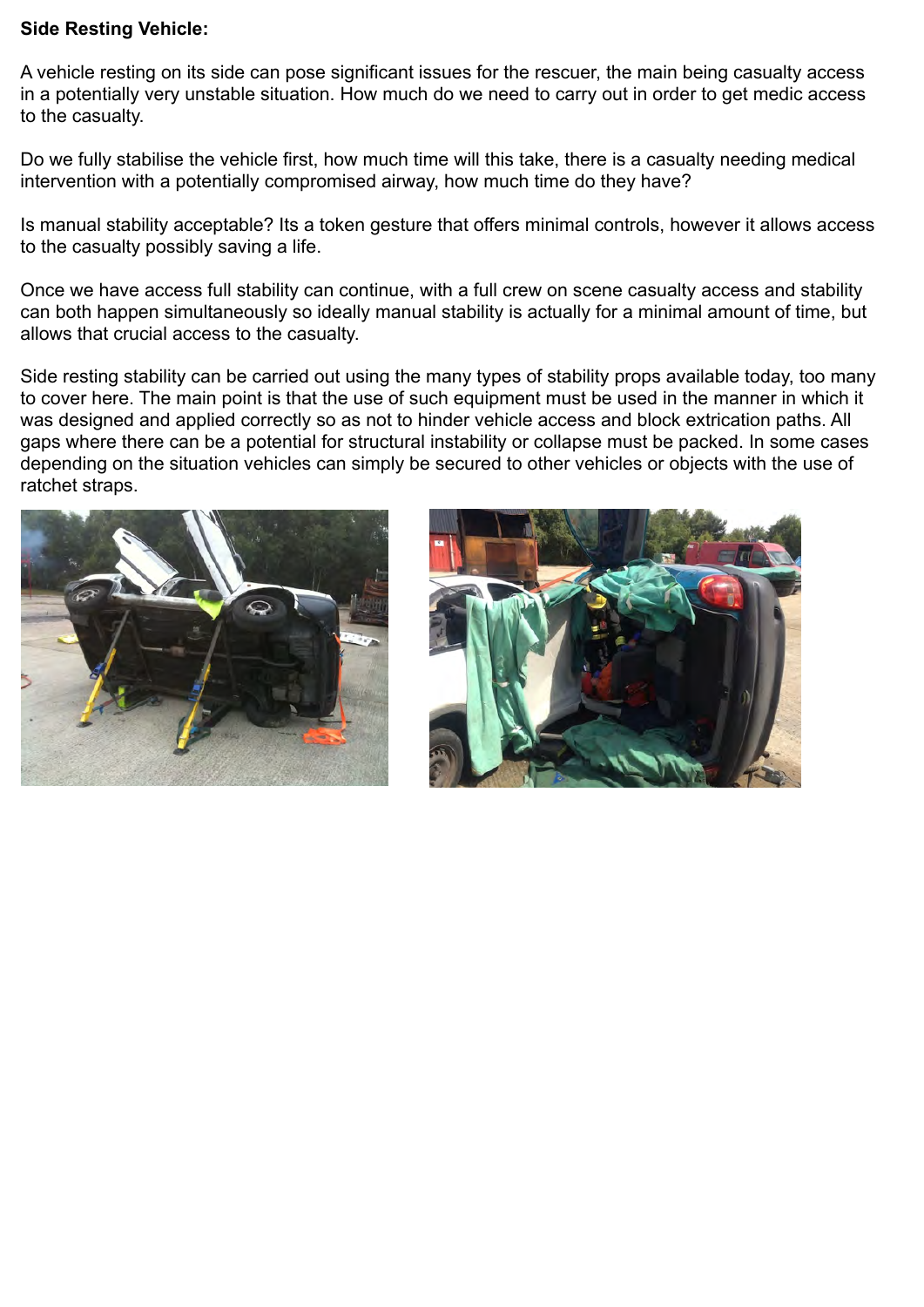**Side Resting Vehicle:**

A vehicle resting on its side can pose significant issues for the rescuer, the main being casualty access in a potentially very unstable situation. How much do we need to carry out in order to get medic access to the casualty.

Do we fully stabilise the vehicle first, how much time will this take, there is a casualty needing medical intervention with a potentially compromised airway, how much time do they have?

Is manual stability acceptable? Its a token gesture that offers minimal controls, however it allows access to the casualty possibly saving a life.

Once we have access full stability can continue, with a full crew on scene casualty access and stability can both happen simultaneously so ideally manual stability is actually for a minimal amount of time, but allows that crucial access to the casualty.

Side resting stability can be carried out using the many types of stability props available today, too many to cover here. The main point is that the use of such equipment must be used in the manner in which it was designed and applied correctly so as not to hinder vehicle access and block extrication paths. All gaps where there can be a potential for structural instability or collapse must be packed. In some cases depending on the situation vehicles can simply be secured to other vehicles or objects with the use of ratchet straps.